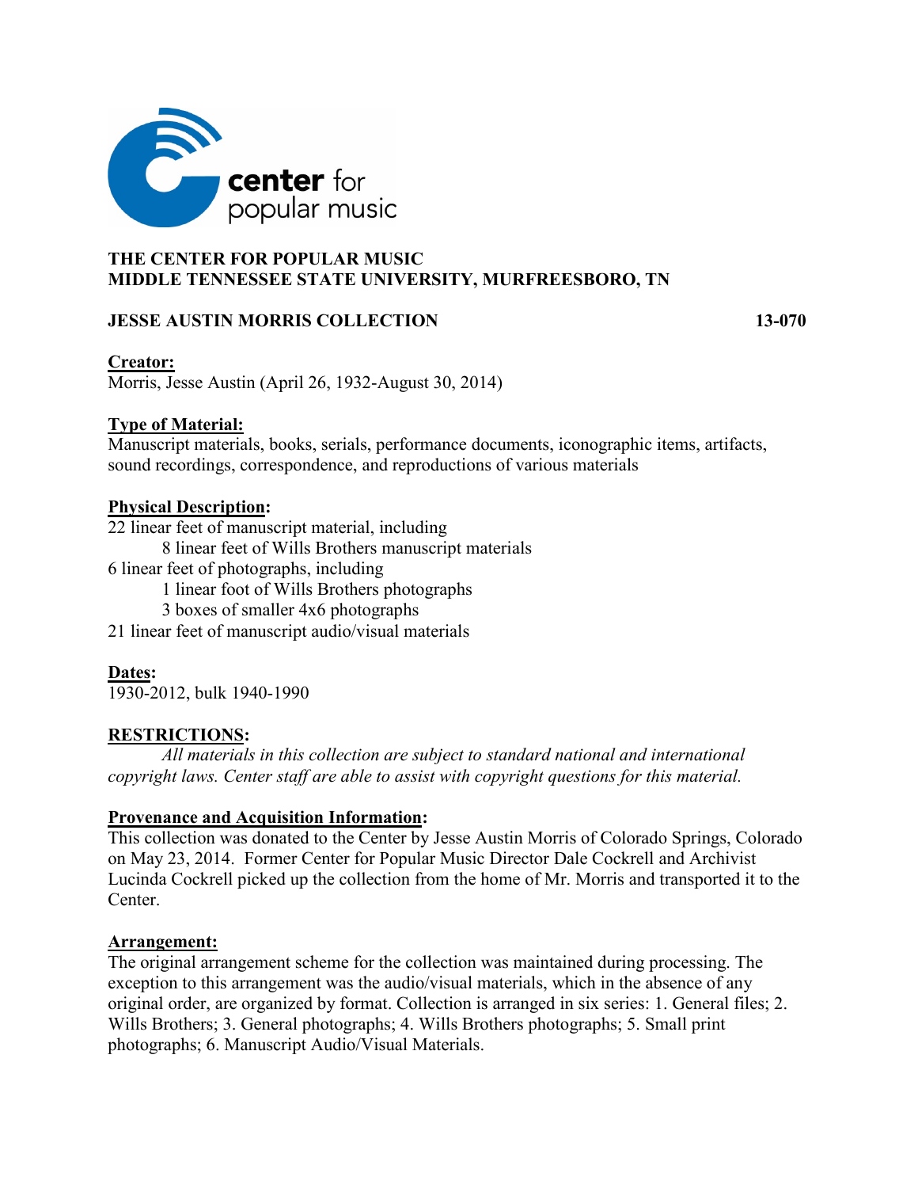center for popular music

**THE CENTER FOR POPULAR MUSIC**
**MIDDLE TENNESSEE STATE UNIVERSITY, MURFREESBORO, TN**

# JESSE AUSTIN MORRIS COLLECTION 13-070

## Creator:

Morris, Jesse Austin (April 26, 1932-August 30, 2014)

## Type of Material:

Manuscript materials, books, serials, performance documents, iconographic items, artifacts, sound recordings, correspondence, and reproductions of various materials

## Physical Description:

22 linear feet of manuscript material, including
    8 linear feet of Wills Brothers manuscript materials
6 linear feet of photographs, including
    1 linear foot of Wills Brothers photographs
    3 boxes of smaller 4x6 photographs
21 linear feet of manuscript audio/visual materials

## Dates:

1930-2012, bulk 1940-1990

## RESTRICTIONS:

*All materials in this collection are subject to standard national and international copyright laws. Center staff are able to assist with copyright questions for this material.*

## Provenance and Acquisition Information:

This collection was donated to the Center by Jesse Austin Morris of Colorado Springs, Colorado on May 23, 2014. Former Center for Popular Music Director Dale Cockrell and Archivist Lucinda Cockrell picked up the collection from the home of Mr. Morris and transported it to the Center.

## Arrangement:

The original arrangement scheme for the collection was maintained during processing. The exception to this arrangement was the audio/visual materials, which in the absence of any original order, are organized by format. Collection is arranged in six series: 1. General files; 2. Wills Brothers; 3. General photographs; 4. Wills Brothers photographs; 5. Small print photographs; 6. Manuscript Audio/Visual Materials.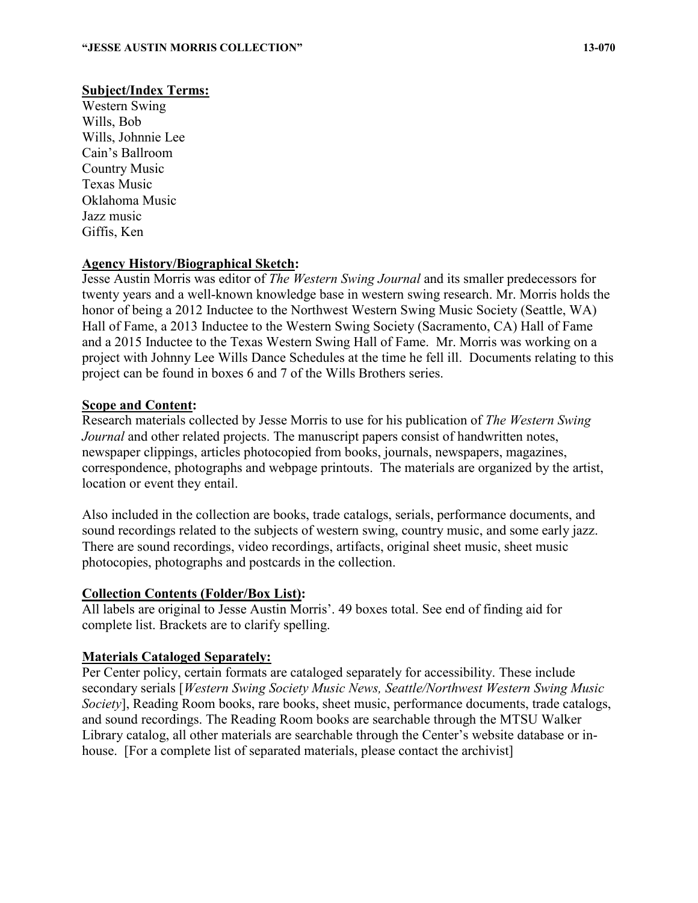**Subject/Index Terms:**

Western Swing
Wills, Bob
Wills, Johnnie Lee
Cain's Ballroom
Country Music
Texas Music
Oklahoma Music
Jazz music
Giffis, Ken

**Agency History/Biographical Sketch:**

Jesse Austin Morris was editor of *The Western Swing Journal* and its smaller predecessors for twenty years and a well-known knowledge base in western swing research. Mr. Morris holds the honor of being a 2012 Inductee to the Northwest Western Swing Music Society (Seattle, WA) Hall of Fame, a 2013 Inductee to the Western Swing Society (Sacramento, CA) Hall of Fame and a 2015 Inductee to the Texas Western Swing Hall of Fame. Mr. Morris was working on a project with Johnny Lee Wills Dance Schedules at the time he fell ill. Documents relating to this project can be found in boxes 6 and 7 of the Wills Brothers series.

**Scope and Content:**

Research materials collected by Jesse Morris to use for his publication of *The Western Swing Journal* and other related projects. The manuscript papers consist of handwritten notes, newspaper clippings, articles photocopied from books, journals, newspapers, magazines, correspondence, photographs and webpage printouts. The materials are organized by the artist, location or event they entail.

Also included in the collection are books, trade catalogs, serials, performance documents, and sound recordings related to the subjects of western swing, country music, and some early jazz. There are sound recordings, video recordings, artifacts, original sheet music, sheet music photocopies, photographs and postcards in the collection.

**Collection Contents (Folder/Box List):**

All labels are original to Jesse Austin Morris'. 49 boxes total. See end of finding aid for complete list. Brackets are to clarify spelling.

**Materials Cataloged Separately:**

Per Center policy, certain formats are cataloged separately for accessibility. These include secondary serials [*Western Swing Society Music News, Seattle/Northwest Western Swing Music Society*], Reading Room books, rare books, sheet music, performance documents, trade catalogs, and sound recordings. The Reading Room books are searchable through the MTSU Walker Library catalog, all other materials are searchable through the Center's website database or in-house. [For a complete list of separated materials, please contact the archivist]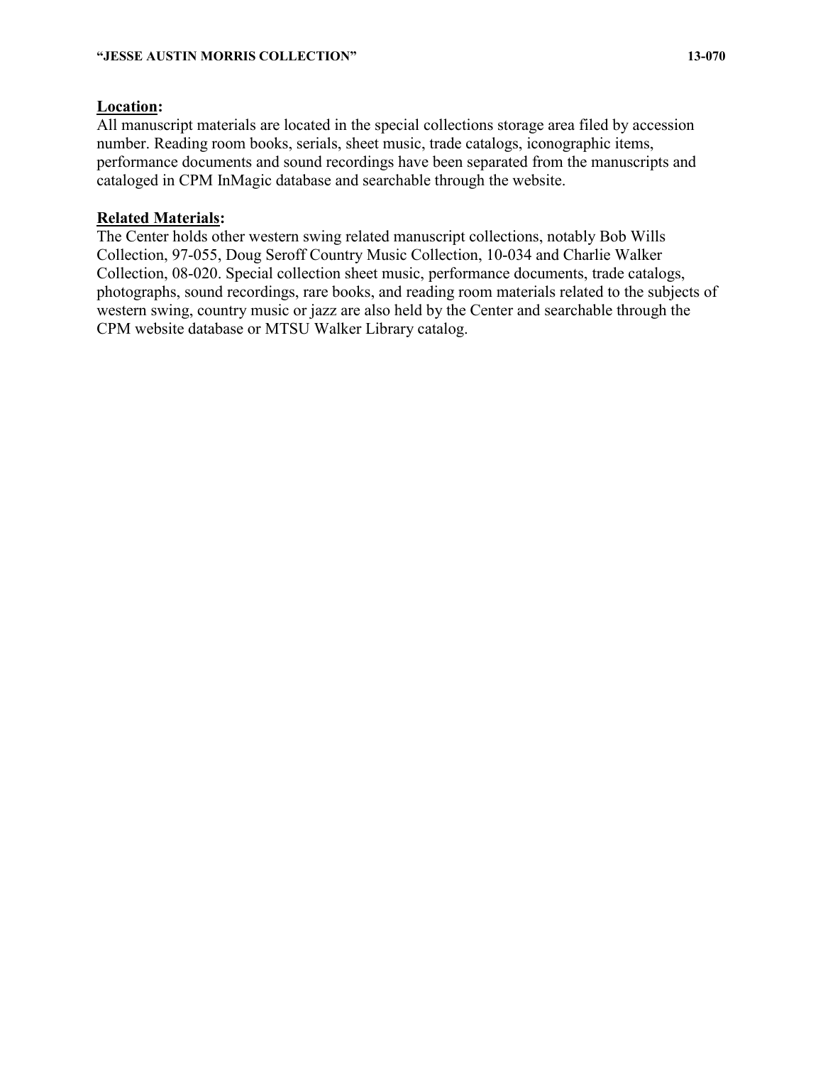**Location:**
All manuscript materials are located in the special collections storage area filed by accession number. Reading room books, serials, sheet music, trade catalogs, iconographic items, performance documents and sound recordings have been separated from the manuscripts and cataloged in CPM InMagic database and searchable through the website.

**Related Materials:**
The Center holds other western swing related manuscript collections, notably Bob Wills Collection, 97-055, Doug Seroff Country Music Collection, 10-034 and Charlie Walker Collection, 08-020. Special collection sheet music, performance documents, trade catalogs, photographs, sound recordings, rare books, and reading room materials related to the subjects of western swing, country music or jazz are also held by the Center and searchable through the CPM website database or MTSU Walker Library catalog.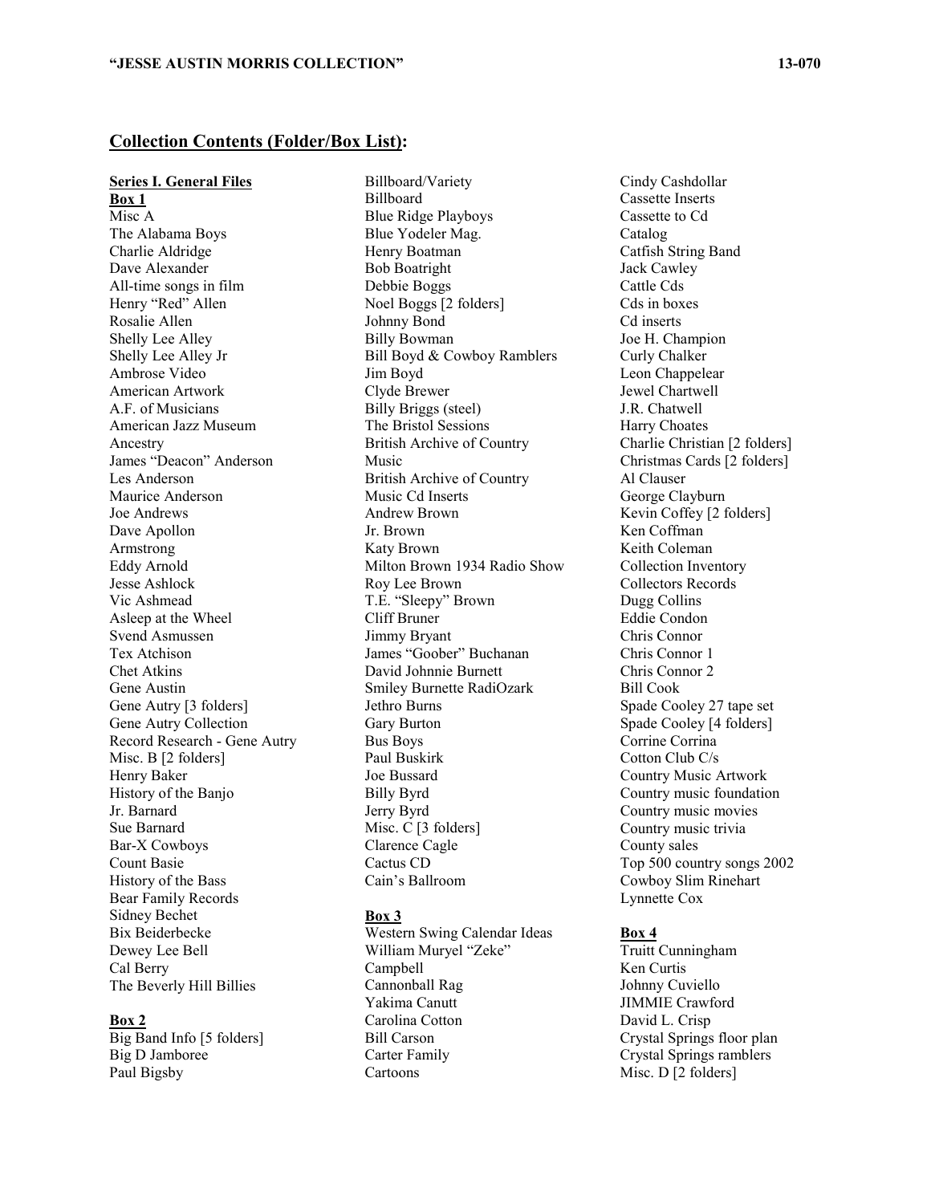## Collection Contents (Folder/Box List):

**Series I. General Files**

**Box 1**

Misc A
The Alabama Boys
Charlie Aldridge
Dave Alexander
All-time songs in film
Henry "Red" Allen
Rosalie Allen
Shelly Lee Alley
Shelly Lee Alley Jr
Ambrose Video
American Artwork
A.F. of Musicians
American Jazz Museum
Ancestry
James "Deacon" Anderson
Les Anderson
Maurice Anderson
Joe Andrews
Dave Apollon
Armstrong
Eddy Arnold
Jesse Ashlock
Vic Ashmead
Asleep at the Wheel
Svend Asmussen
Tex Atchison
Chet Atkins
Gene Austin
Gene Autry [3 folders]
Gene Autry Collection
Record Research - Gene Autry
Misc. B [2 folders]
Henry Baker
History of the Banjo
Jr. Barnard
Sue Barnard
Bar-X Cowboys
Count Basie
History of the Bass
Bear Family Records
Sidney Bechet
Bix Beiderbecke
Dewey Lee Bell
Cal Berry
The Beverly Hill Billies

**Box 2**

Big Band Info [5 folders]
Big D Jamboree
Paul Bigsby
Billboard/Variety
Billboard
Blue Ridge Playboys
Blue Yodeler Mag.
Henry Boatman
Bob Boatright
Debbie Boggs
Noel Boggs [2 folders]
Johnny Bond
Billy Bowman
Bill Boyd & Cowboy Ramblers
Jim Boyd
Clyde Brewer
Billy Briggs (steel)
The Bristol Sessions
British Archive of Country Music
British Archive of Country Music Cd Inserts
Andrew Brown
Jr. Brown
Katy Brown
Milton Brown 1934 Radio Show
Roy Lee Brown
T.E. "Sleepy" Brown
Cliff Bruner
Jimmy Bryant
James "Goober" Buchanan
David Johnnie Burnett
Smiley Burnette RadiOzark
Jethro Burns
Gary Burton
Bus Boys
Paul Buskirk
Joe Bussard
Billy Byrd
Jerry Byrd
Misc. C [3 folders]
Clarence Cagle
Cactus CD
Cain's Ballroom

**Box 3**

Western Swing Calendar Ideas
William Muryel "Zeke" Campbell
Cannonball Rag
Yakima Canutt
Carolina Cotton
Bill Carson
Carter Family
Cartoons
Cindy Cashdollar
Cassette Inserts
Cassette to Cd
Catalog
Catfish String Band
Jack Cawley
Cattle Cds
Cds in boxes
Cd inserts
Joe H. Champion
Curly Chalker
Leon Chappelear
Jewel Chartwell
J.R. Chatwell
Harry Choates
Charlie Christian [2 folders]
Christmas Cards [2 folders]
Al Clauser
George Clayburn
Kevin Coffey [2 folders]
Ken Coffman
Keith Coleman
Collection Inventory
Collectors Records
Dugg Collins
Eddie Condon
Chris Connor
Chris Connor 1
Chris Connor 2
Bill Cook
Spade Cooley 27 tape set
Spade Cooley [4 folders]
Corrine Corrina
Cotton Club C/s
Country Music Artwork
Country music foundation
Country music movies
Country music trivia
County sales
Top 500 country songs 2002
Cowboy Slim Rinehart
Lynnette Cox

**Box 4**

Truitt Cunningham
Ken Curtis
Johnny Cuviello
JIMMIE Crawford
David L. Crisp
Crystal Springs floor plan
Crystal Springs ramblers
Misc. D [2 folders]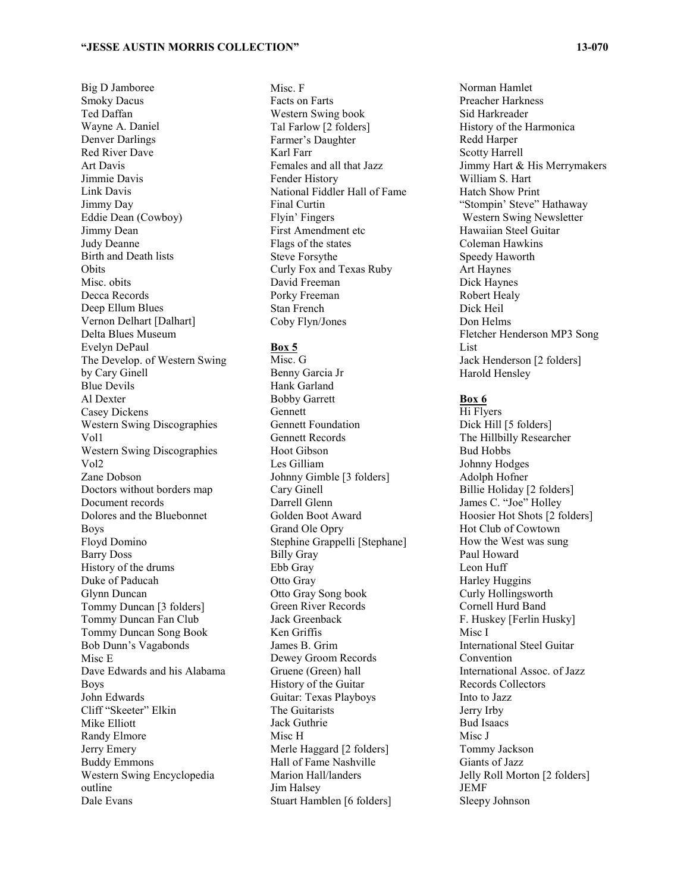Big D Jamboree
Smoky Dacus
Ted Daffan
Wayne A. Daniel
Denver Darlings
Red River Dave
Art Davis
Jimmie Davis
Link Davis
Jimmy Day
Eddie Dean (Cowboy)
Jimmy Dean
Judy Deanne
Birth and Death lists
Obits
Misc. obits
Decca Records
Deep Ellum Blues
Vernon Delhart [Dalhart]
Delta Blues Museum
Evelyn DePaul
The Develop. of Western Swing by Cary Ginell
Blue Devils
Al Dexter
Casey Dickens
Western Swing Discographies Vol1
Western Swing Discographies Vol2
Zane Dobson
Doctors without borders map
Document records
Dolores and the Bluebonnet Boys
Floyd Domino
Barry Doss
History of the drums
Duke of Paducah
Glynn Duncan
Tommy Duncan [3 folders]
Tommy Duncan Fan Club
Tommy Duncan Song Book
Bob Dunn's Vagabonds
Misc E
Dave Edwards and his Alabama Boys
John Edwards
Cliff "Skeeter" Elkin
Mike Elliott
Randy Elmore
Jerry Emery
Buddy Emmons
Western Swing Encyclopedia outline
Dale Evans
Misc. F
Facts on Farts
Western Swing book
Tal Farlow [2 folders]
Farmer's Daughter
Karl Farr
Females and all that Jazz
Fender History
National Fiddler Hall of Fame
Final Curtin
Flyin' Fingers
First Amendment etc
Flags of the states
Steve Forsythe
Curly Fox and Texas Ruby
David Freeman
Porky Freeman
Stan French
Coby Flyn/Jones

**Box 5**

Misc. G
Benny Garcia Jr
Hank Garland
Bobby Garrett
Gennett
Gennett Foundation
Gennett Records
Hoot Gibson
Les Gilliam
Johnny Gimble [3 folders]
Cary Ginell
Darrell Glenn
Golden Boot Award
Grand Ole Opry
Stephine Grappelli [Stephane]
Billy Gray
Ebb Gray
Otto Gray
Otto Gray Song book
Green River Records
Jack Greenback
Ken Griffis
James B. Grim
Dewey Groom Records
Gruene (Green) hall
History of the Guitar
Guitar: Texas Playboys
The Guitarists
Jack Guthrie
Misc H
Merle Haggard [2 folders]
Hall of Fame Nashville
Marion Hall/landers
Jim Halsey
Stuart Hamblen [6 folders]
Norman Hamlet
Preacher Harkness
Sid Harkreader
History of the Harmonica
Redd Harper
Scotty Harrell
Jimmy Hart & His Merrymakers
William S. Hart
Hatch Show Print
"Stompin' Steve" Hathaway Western Swing Newsletter
Hawaiian Steel Guitar
Coleman Hawkins
Speedy Haworth
Art Haynes
Dick Haynes
Robert Healy
Dick Heil
Don Helms
Fletcher Henderson MP3 Song List
Jack Henderson [2 folders]
Harold Hensley

**Box 6**

Hi Flyers
Dick Hill [5 folders]
The Hillbilly Researcher
Bud Hobbs
Johnny Hodges
Adolph Hofner
Billie Holiday [2 folders]
James C. "Joe" Holley
Hoosier Hot Shots [2 folders]
Hot Club of Cowtown
How the West was sung
Paul Howard
Leon Huff
Harley Huggins
Curly Hollingsworth
Cornell Hurd Band
F. Huskey [Ferlin Husky]
Misc I
International Steel Guitar Convention
International Assoc. of Jazz Records Collectors
Into to Jazz
Jerry Irby
Bud Isaacs
Misc J
Tommy Jackson
Giants of Jazz
Jelly Roll Morton [2 folders]
JEMF
Sleepy Johnson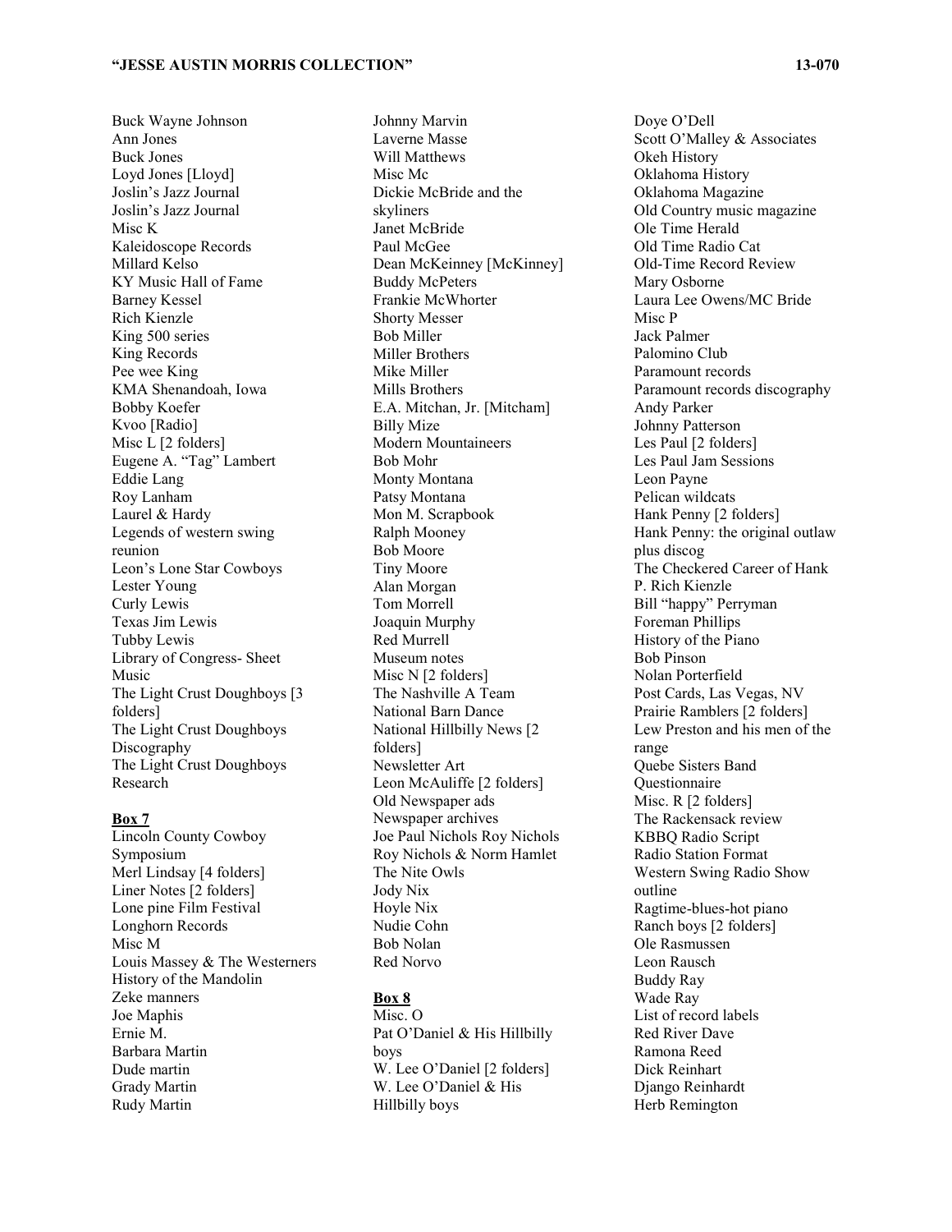Buck Wayne Johnson
Ann Jones
Buck Jones
Loyd Jones [Lloyd]
Joslin's Jazz Journal
Joslin's Jazz Journal
Misc K
Kaleidoscope Records
Millard Kelso
KY Music Hall of Fame
Barney Kessel
Rich Kienzle
King 500 series
King Records
Pee wee King
KMA Shenandoah, Iowa
Bobby Koefer
Kvoo [Radio]
Misc L [2 folders]
Eugene A. "Tag" Lambert
Eddie Lang
Roy Lanham
Laurel & Hardy
Legends of western swing reunion
Leon's Lone Star Cowboys
Lester Young
Curly Lewis
Texas Jim Lewis
Tubby Lewis
Library of Congress- Sheet Music
The Light Crust Doughboys [3 folders]
The Light Crust Doughboys Discography
The Light Crust Doughboys Research

**Box 7**

Lincoln County Cowboy Symposium
Merl Lindsay [4 folders]
Liner Notes [2 folders]
Lone pine Film Festival
Longhorn Records
Misc M
Louis Massey & The Westerners
History of the Mandolin
Zeke manners
Joe Maphis
Ernie M.
Barbara Martin
Dude martin
Grady Martin
Rudy Martin
Johnny Marvin
Laverne Masse
Will Matthews
Misc Mc
Dickie McBride and the skyliners
Janet McBride
Paul McGee
Dean McKeinney [McKinney]
Buddy McPeters
Frankie McWhorter
Shorty Messer
Bob Miller
Miller Brothers
Mike Miller
Mills Brothers
E.A. Mitchan, Jr. [Mitcham]
Billy Mize
Modern Mountaineers
Bob Mohr
Monty Montana
Patsy Montana
Mon M. Scrapbook
Ralph Mooney
Bob Moore
Tiny Moore
Alan Morgan
Tom Morrell
Joaquin Murphy
Red Murrell
Museum notes
Misc N [2 folders]
The Nashville A Team
National Barn Dance
National Hillbilly News [2 folders]
Newsletter Art
Leon McAuliffe [2 folders]
Old Newspaper ads
Newspaper archives
Joe Paul Nichols Roy Nichols
Roy Nichols & Norm Hamlet
The Nite Owls
Jody Nix
Hoyle Nix
Nudie Cohn
Bob Nolan
Red Norvo

**Box 8**

Misc. O
Pat O'Daniel & His Hillbilly boys
W. Lee O'Daniel [2 folders]
W. Lee O'Daniel & His Hillbilly boys
Doye O'Dell
Scott O'Malley & Associates
Okeh History
Oklahoma History
Oklahoma Magazine
Old Country music magazine
Ole Time Herald
Old Time Radio Cat
Old-Time Record Review
Mary Osborne
Laura Lee Owens/MC Bride
Misc P
Jack Palmer
Palomino Club
Paramount records
Paramount records discography
Andy Parker
Johnny Patterson
Les Paul [2 folders]
Les Paul Jam Sessions
Leon Payne
Pelican wildcats
Hank Penny [2 folders]
Hank Penny: the original outlaw plus discog
The Checkered Career of Hank P. Rich Kienzle
Bill "happy" Perryman
Foreman Phillips
History of the Piano
Bob Pinson
Nolan Porterfield
Post Cards, Las Vegas, NV
Prairie Ramblers [2 folders]
Lew Preston and his men of the range
Quebe Sisters Band
Questionnaire
Misc. R [2 folders]
The Rackensack review
KBBQ Radio Script
Radio Station Format
Western Swing Radio Show outline
Ragtime-blues-hot piano
Ranch boys [2 folders]
Ole Rasmussen
Leon Rausch
Buddy Ray
Wade Ray
List of record labels
Red River Dave
Ramona Reed
Dick Reinhart
Django Reinhardt
Herb Remington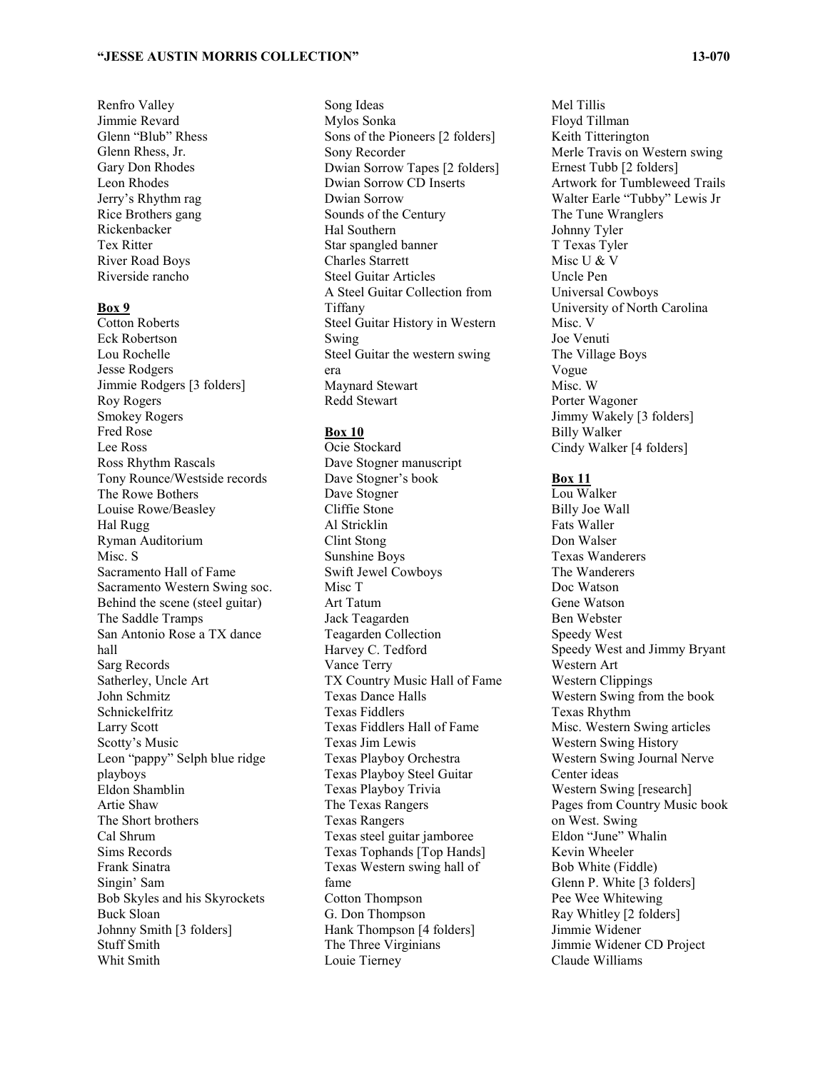Renfro Valley
Jimmie Revard
Glenn "Blub" Rhess
Glenn Rhess, Jr.
Gary Don Rhodes
Leon Rhodes
Jerry's Rhythm rag
Rice Brothers gang
Rickenbacker
Tex Ritter
River Road Boys
Riverside rancho

**Box 9**

Cotton Roberts
Eck Robertson
Lou Rochelle
Jesse Rodgers
Jimmie Rodgers [3 folders]
Roy Rogers
Smokey Rogers
Fred Rose
Lee Ross
Ross Rhythm Rascals
Tony Rounce/Westside records
The Rowe Bothers
Louise Rowe/Beasley
Hal Rugg
Ryman Auditorium
Misc. S
Sacramento Hall of Fame
Sacramento Western Swing soc.
Behind the scene (steel guitar)
The Saddle Tramps
San Antonio Rose a TX dance hall
Sarg Records
Satherley, Uncle Art
John Schmitz
Schnickelfritz
Larry Scott
Scotty's Music
Leon "pappy" Selph blue ridge playboys
Eldon Shamblin
Artie Shaw
The Short brothers
Cal Shrum
Sims Records
Frank Sinatra
Singin' Sam
Bob Skyles and his Skyrockets
Buck Sloan
Johnny Smith [3 folders]
Stuff Smith
Whit Smith
Song Ideas
Mylos Sonka
Sons of the Pioneers [2 folders]
Sony Recorder
Dwian Sorrow Tapes [2 folders]
Dwian Sorrow CD Inserts
Dwian Sorrow
Sounds of the Century
Hal Southern
Star spangled banner
Charles Starrett
Steel Guitar Articles
A Steel Guitar Collection from Tiffany
Steel Guitar History in Western Swing
Steel Guitar the western swing era
Maynard Stewart
Redd Stewart

**Box 10**

Ocie Stockard
Dave Stogner manuscript
Dave Stogner's book
Dave Stogner
Cliffie Stone
Al Stricklin
Clint Stong
Sunshine Boys
Swift Jewel Cowboys
Misc T
Art Tatum
Jack Teagarden
Teagarden Collection
Harvey C. Tedford
Vance Terry
TX Country Music Hall of Fame
Texas Dance Halls
Texas Fiddlers
Texas Fiddlers Hall of Fame
Texas Jim Lewis
Texas Playboy Orchestra
Texas Playboy Steel Guitar
Texas Playboy Trivia
The Texas Rangers
Texas Rangers
Texas steel guitar jamboree
Texas Tophands [Top Hands]
Texas Western swing hall of fame
Cotton Thompson
G. Don Thompson
Hank Thompson [4 folders]
The Three Virginians
Louie Tierney
Mel Tillis
Floyd Tillman
Keith Titterington
Merle Travis on Western swing
Ernest Tubb [2 folders]
Artwork for Tumbleweed Trails
Walter Earle "Tubby" Lewis Jr
The Tune Wranglers
Johnny Tyler
T Texas Tyler
Misc U & V
Uncle Pen
Universal Cowboys
University of North Carolina
Misc. V
Joe Venuti
The Village Boys
Vogue
Misc. W
Porter Wagoner
Jimmy Wakely [3 folders]
Billy Walker
Cindy Walker [4 folders]

**Box 11**

Lou Walker
Billy Joe Wall
Fats Waller
Don Walser
Texas Wanderers
The Wanderers
Doc Watson
Gene Watson
Ben Webster
Speedy West
Speedy West and Jimmy Bryant
Western Art
Western Clippings
Western Swing from the book Texas Rhythm
Misc. Western Swing articles
Western Swing History
Western Swing Journal Nerve Center ideas
Western Swing [research]
Pages from Country Music book on West. Swing
Eldon "June" Whalin
Kevin Wheeler
Bob White (Fiddle)
Glenn P. White [3 folders]
Pee Wee Whitewing
Ray Whitley [2 folders]
Jimmie Widener
Jimmie Widener CD Project
Claude Williams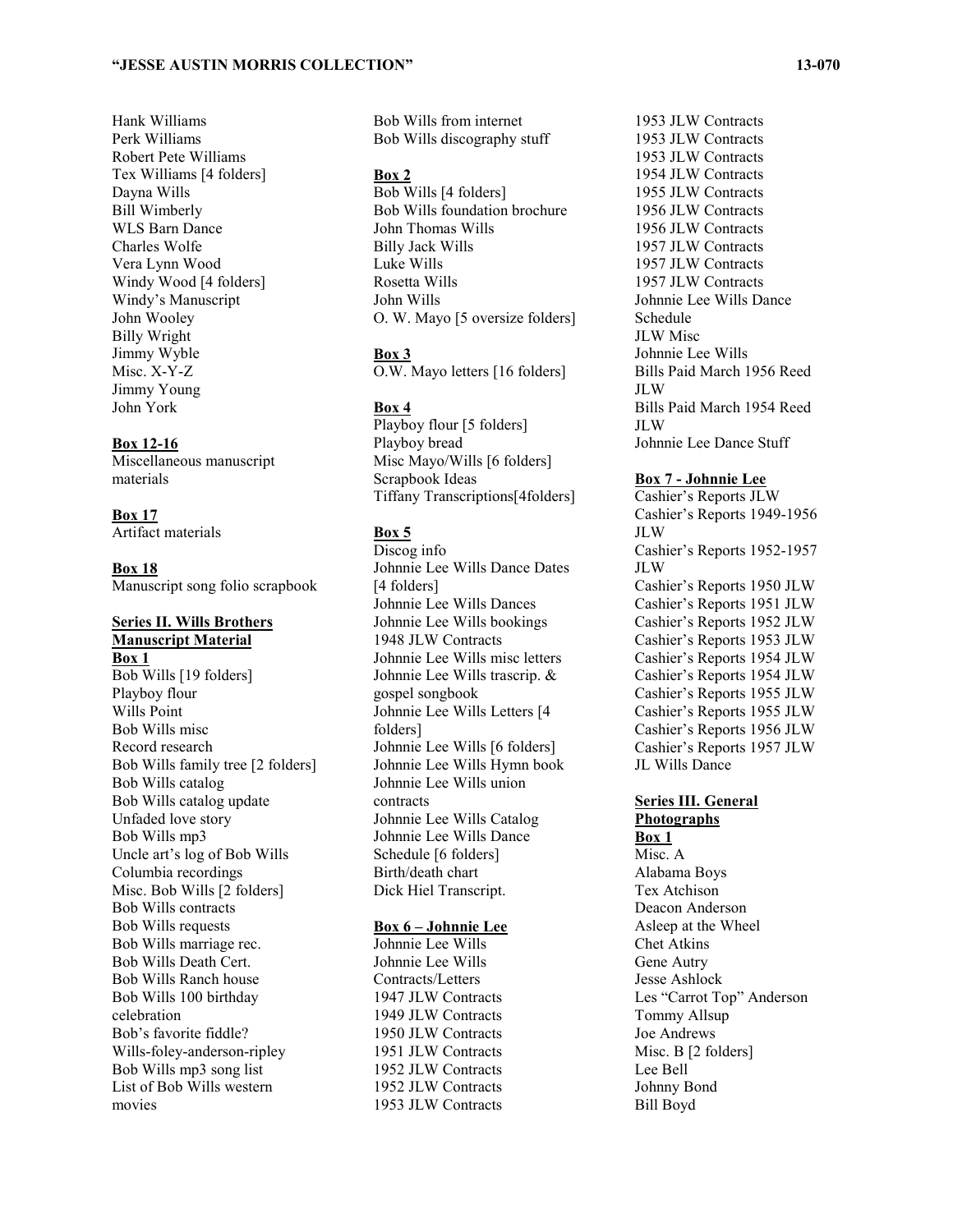Hank Williams
Perk Williams
Robert Pete Williams
Tex Williams [4 folders]
Dayna Wills
Bill Wimberly
WLS Barn Dance
Charles Wolfe
Vera Lynn Wood
Windy Wood [4 folders]
Windy's Manuscript
John Wooley
Billy Wright
Jimmy Wyble
Misc. X-Y-Z
Jimmy Young
John York

**Box 12-16**
Miscellaneous manuscript materials

**Box 17**
Artifact materials

**Box 18**
Manuscript song folio scrapbook

**Series II. Wills Brothers Manuscript Material**

**Box 1**
Bob Wills [19 folders]
Playboy flour
Wills Point
Bob Wills misc
Record research
Bob Wills family tree [2 folders]
Bob Wills catalog
Bob Wills catalog update
Unfaded love story
Bob Wills mp3
Uncle art's log of Bob Wills Columbia recordings
Misc. Bob Wills [2 folders]
Bob Wills contracts
Bob Wills requests
Bob Wills marriage rec.
Bob Wills Death Cert.
Bob Wills Ranch house
Bob Wills 100 birthday celebration
Bob's favorite fiddle?
Wills-foley-anderson-ripley
Bob Wills mp3 song list
List of Bob Wills western movies
Bob Wills from internet
Bob Wills discography stuff

**Box 2**
Bob Wills [4 folders]
Bob Wills foundation brochure
John Thomas Wills
Billy Jack Wills
Luke Wills
Rosetta Wills
John Wills
O. W. Mayo [5 oversize folders]

**Box 3**
O.W. Mayo letters [16 folders]

**Box 4**
Playboy flour [5 folders]
Playboy bread
Misc Mayo/Wills [6 folders]
Scrapbook Ideas
Tiffany Transcriptions[4folders]

**Box 5**
Discog info
Johnnie Lee Wills Dance Dates [4 folders]
Johnnie Lee Wills Dances
Johnnie Lee Wills bookings
1948 JLW Contracts
Johnnie Lee Wills misc letters
Johnnie Lee Wills trascrip. & gospel songbook
Johnnie Lee Wills Letters [4 folders]
Johnnie Lee Wills [6 folders]
Johnnie Lee Wills Hymn book
Johnnie Lee Wills union contracts
Johnnie Lee Wills Catalog
Johnnie Lee Wills Dance Schedule [6 folders]
Birth/death chart
Dick Hiel Transcript.

**Box 6 – Johnnie Lee**
Johnnie Lee Wills
Johnnie Lee Wills Contracts/Letters
1947 JLW Contracts
1949 JLW Contracts
1950 JLW Contracts
1951 JLW Contracts
1952 JLW Contracts
1952 JLW Contracts
1953 JLW Contracts
1953 JLW Contracts
1953 JLW Contracts
1953 JLW Contracts
1954 JLW Contracts
1955 JLW Contracts
1956 JLW Contracts
1956 JLW Contracts
1957 JLW Contracts
1957 JLW Contracts
1957 JLW Contracts
Johnnie Lee Wills Dance Schedule
JLW Misc
Johnnie Lee Wills
Bills Paid March 1956 Reed JLW
Bills Paid March 1954 Reed JLW
Johnnie Lee Dance Stuff

**Box 7 - Johnnie Lee**
Cashier's Reports JLW
Cashier's Reports 1949-1956 JLW
Cashier's Reports 1952-1957 JLW
Cashier's Reports 1950 JLW
Cashier's Reports 1951 JLW
Cashier's Reports 1952 JLW
Cashier's Reports 1953 JLW
Cashier's Reports 1954 JLW
Cashier's Reports 1954 JLW
Cashier's Reports 1955 JLW
Cashier's Reports 1955 JLW
Cashier's Reports 1956 JLW
Cashier's Reports 1957 JLW
JL Wills Dance

**Series III. General Photographs**

**Box 1**
Misc. A
Alabama Boys
Tex Atchison
Deacon Anderson
Asleep at the Wheel
Chet Atkins
Gene Autry
Jesse Ashlock
Les "Carrot Top" Anderson
Tommy Allsup
Joe Andrews
Misc. B [2 folders]
Lee Bell
Johnny Bond
Bill Boyd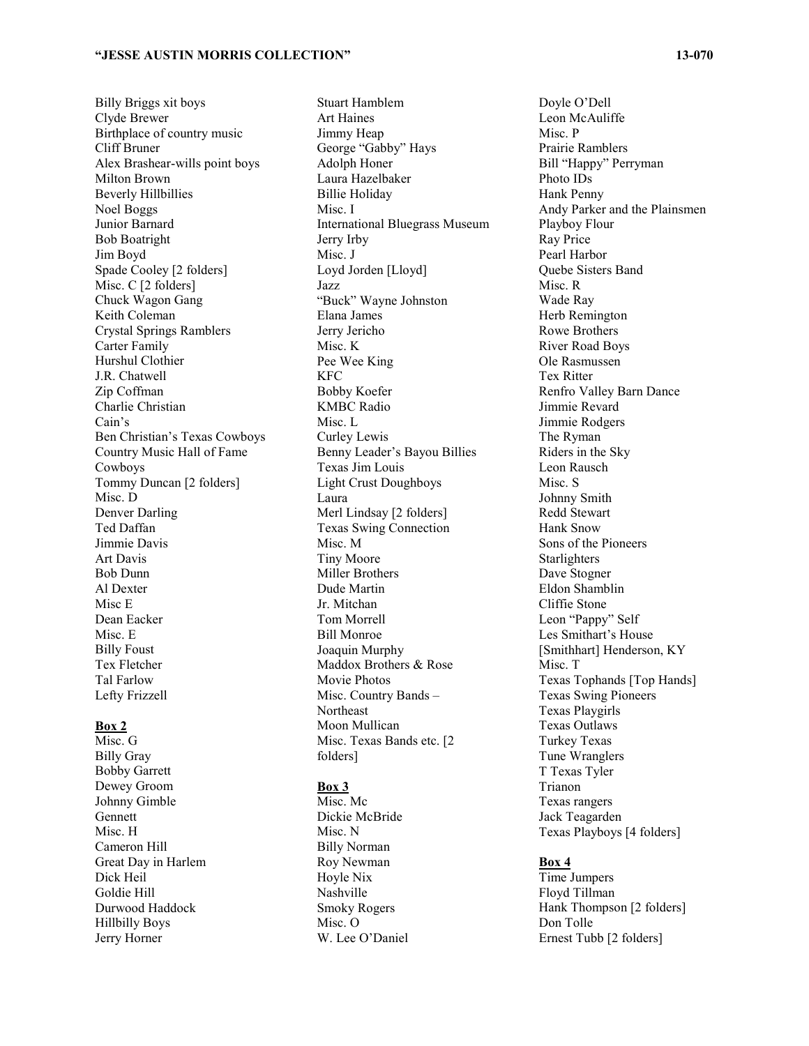Billy Briggs xit boys
Clyde Brewer
Birthplace of country music
Cliff Bruner
Alex Brashear-wills point boys
Milton Brown
Beverly Hillbillies
Noel Boggs
Junior Barnard
Bob Boatright
Jim Boyd
Spade Cooley [2 folders]
Misc. C [2 folders]
Chuck Wagon Gang
Keith Coleman
Crystal Springs Ramblers
Carter Family
Hurshul Clothier
J.R. Chatwell
Zip Coffman
Charlie Christian
Cain's
Ben Christian's Texas Cowboys
Country Music Hall of Fame
Cowboys
Tommy Duncan [2 folders]
Misc. D
Denver Darling
Ted Daffan
Jimmie Davis
Art Davis
Bob Dunn
Al Dexter
Misc E
Dean Eacker
Misc. E
Billy Foust
Tex Fletcher
Tal Farlow
Lefty Frizzell

**Box 2**

Misc. G
Billy Gray
Bobby Garrett
Dewey Groom
Johnny Gimble
Gennett
Misc. H
Cameron Hill
Great Day in Harlem
Dick Heil
Goldie Hill
Durwood Haddock
Hillbilly Boys
Jerry Horner
Stuart Hamblem
Art Haines
Jimmy Heap
George "Gabby" Hays
Adolph Honer
Laura Hazelbaker
Billie Holiday
Misc. I
International Bluegrass Museum
Jerry Irby
Misc. J
Loyd Jorden [Lloyd]
Jazz
"Buck" Wayne Johnston
Elana James
Jerry Jericho
Misc. K
Pee Wee King
KFC
Bobby Koefer
KMBC Radio
Misc. L
Curley Lewis
Benny Leader's Bayou Billies
Texas Jim Louis
Light Crust Doughboys
Laura
Merl Lindsay [2 folders]
Texas Swing Connection
Misc. M
Tiny Moore
Miller Brothers
Dude Martin
Jr. Mitchan
Tom Morrell
Bill Monroe
Joaquin Murphy
Maddox Brothers & Rose
Movie Photos
Misc. Country Bands – Northeast
Moon Mullican
Misc. Texas Bands etc. [2 folders]

**Box 3**

Misc. Mc
Dickie McBride
Misc. N
Billy Norman
Roy Newman
Hoyle Nix
Nashville
Smoky Rogers
Misc. O
W. Lee O'Daniel
Doyle O'Dell
Leon McAuliffe
Misc. P
Prairie Ramblers
Bill "Happy" Perryman
Photo IDs
Hank Penny
Andy Parker and the Plainsmen
Playboy Flour
Ray Price
Pearl Harbor
Quebe Sisters Band
Misc. R
Wade Ray
Herb Remington
Rowe Brothers
River Road Boys
Ole Rasmussen
Tex Ritter
Renfro Valley Barn Dance
Jimmie Revard
Jimmie Rodgers
The Ryman
Riders in the Sky
Leon Rausch
Misc. S
Johnny Smith
Redd Stewart
Hank Snow
Sons of the Pioneers
Starlighters
Dave Stogner
Eldon Shamblin
Cliffie Stone
Leon "Pappy" Self
Les Smithart's House [Smithhart] Henderson, KY
Misc. T
Texas Tophands [Top Hands]
Texas Swing Pioneers
Texas Playgirls
Texas Outlaws
Turkey Texas
Tune Wranglers
T Texas Tyler
Trianon
Texas rangers
Jack Teagarden
Texas Playboys [4 folders]

**Box 4**

Time Jumpers
Floyd Tillman
Hank Thompson [2 folders]
Don Tolle
Ernest Tubb [2 folders]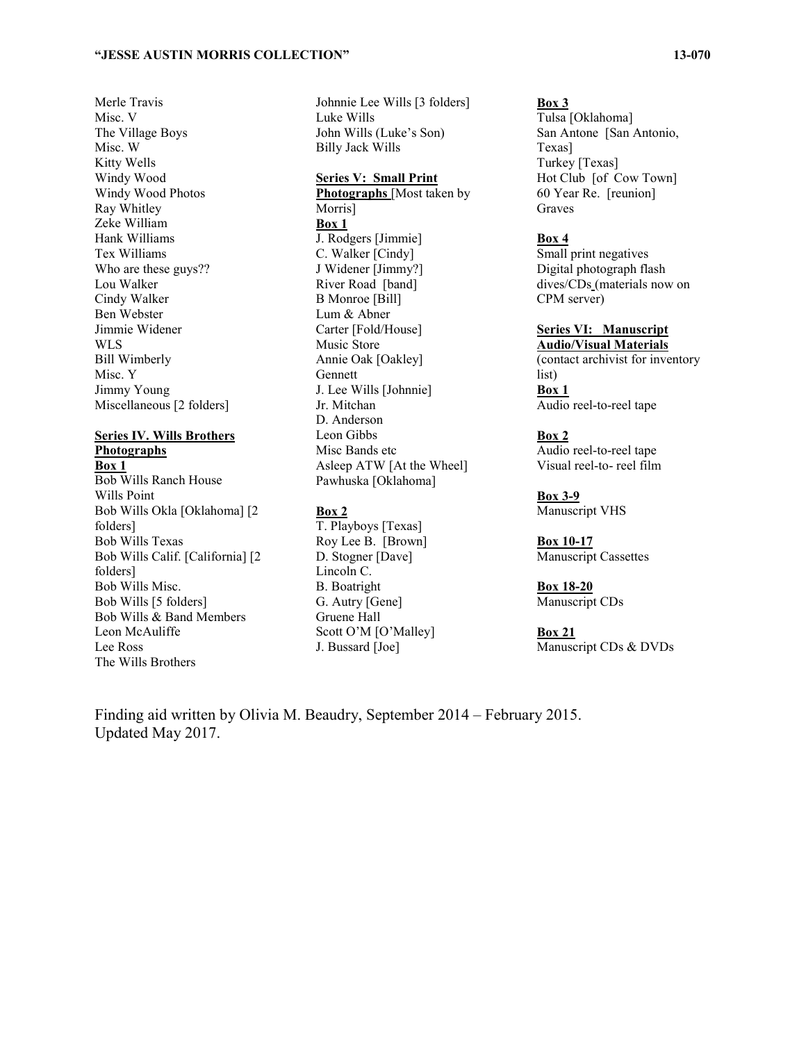Merle Travis
Misc. V
The Village Boys
Misc. W
Kitty Wells
Windy Wood
Windy Wood Photos
Ray Whitley
Zeke William
Hank Williams
Tex Williams
Who are these guys??
Lou Walker
Cindy Walker
Ben Webster
Jimmie Widener
WLS
Bill Wimberly
Misc. Y
Jimmy Young
Miscellaneous [2 folders]

**Series IV. Wills Brothers Photographs**

**Box 1**

Bob Wills Ranch House
Wills Point
Bob Wills Okla [Oklahoma] [2 folders]
Bob Wills Texas
Bob Wills Calif. [California] [2 folders]
Bob Wills Misc.
Bob Wills [5 folders]
Bob Wills & Band Members
Leon McAuliffe
Lee Ross
The Wills Brothers
Johnnie Lee Wills [3 folders]
Luke Wills
John Wills (Luke's Son)
Billy Jack Wills

**Series V: Small Print Photographs** [Most taken by Morris]

**Box 1**

J. Rodgers [Jimmie]
C. Walker [Cindy]
J Widener [Jimmy?]
River Road [band]
B Monroe [Bill]
Lum & Abner
Carter [Fold/House]
Music Store
Annie Oak [Oakley]
Gennett
J. Lee Wills [Johnnie]
Jr. Mitchan
D. Anderson
Leon Gibbs
Misc Bands etc
Asleep ATW [At the Wheel]
Pawhuska [Oklahoma]

**Box 2**

T. Playboys [Texas]
Roy Lee B. [Brown]
D. Stogner [Dave]
Lincoln C.
B. Boatright
G. Autry [Gene]
Gruene Hall
Scott O'M [O'Malley]
J. Bussard [Joe]

**Box 3**

Tulsa [Oklahoma]
San Antone [San Antonio, Texas]
Turkey [Texas]
Hot Club [of Cow Town]
60 Year Re. [reunion]
Graves

**Box 4**

Small print negatives
Digital photograph flash dives/CDs (materials now on CPM server)

**Series VI: Manuscript Audio/Visual Materials**
(contact archivist for inventory list)

**Box 1**

Audio reel-to-reel tape

**Box 2**

Audio reel-to-reel tape
Visual reel-to- reel film

**Box 3-9**

Manuscript VHS

**Box 10-17**

Manuscript Cassettes

**Box 18-20**

Manuscript CDs

**Box 21**

Manuscript CDs & DVDs

Finding aid written by Olivia M. Beaudry, September 2014 – February 2015.
Updated May 2017.